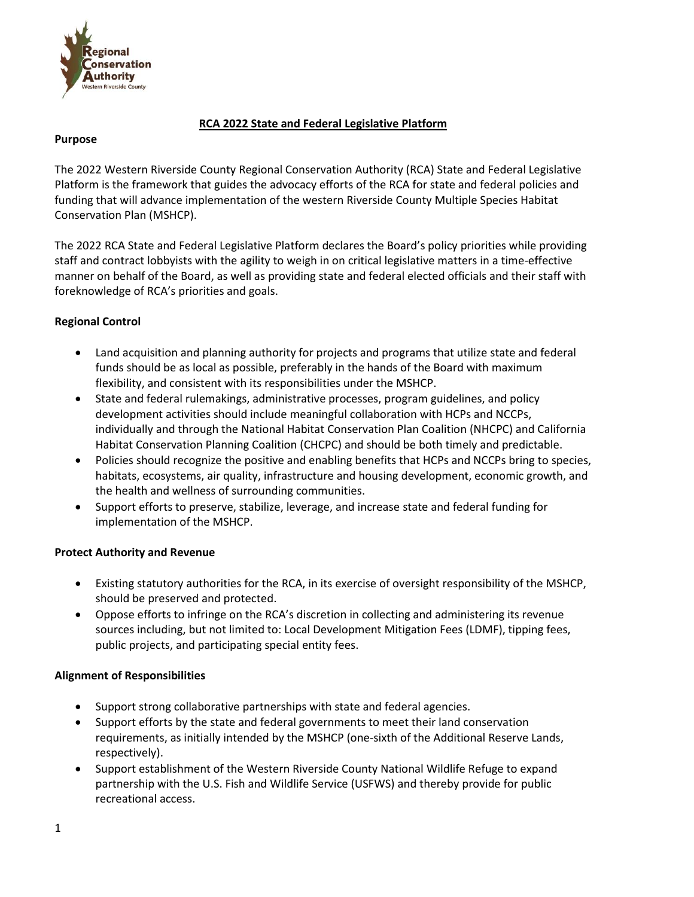# RCA 2022 State and Federal Legislative Platform

## Purpose

The 2022 Western Riverside County Regional Conservation Authority (RCA) State and Federal Legislative Platform is the framework that guides the advocacy efforts of the RCA for state and federal policies and funding that will advance implementation of the western Riverside County Multiple Species Habitat Conservation Plan (MSHCP).

The 2022 RCA State and Federal Legislative Platform declares the Board's policy priorities while providing staff and contract lobbyists with the agility to weigh in on critical legislative matters in a time-effective manner on behalf of the Board, as well as providing state and federal elected officials and their staff with foreknowledge of RCA's priorities and goals.

## Regional Control

- Land acquisition and planning authority for projects and programs that utilize state and federal funds should be as local as possible, preferably in the hands of the Board with maximum flexibility, and consistent with its responsibilities under the MSHCP.
- State and federal rulemakings, administrative processes, program guidelines, and policy development activities should include meaningful collaboration with HCPs and NCCPs, individually and through the National Habitat Conservation Plan Coalition (NHCPC) and California Habitat Conservation Planning Coalition (CHCPC) and should be both timely and predictable.
- Policies should recognize the positive and enabling benefits that HCPs and NCCPs bring to species, habitats, ecosystems, air quality, infrastructure and housing development, economic growth, and the health and wellness of surrounding communities.
- Support efforts to preserve, stabilize, leverage, and increase state and federal funding for implementation of the MSHCP.

## Protect Authority and Revenue

- Existing statutory authorities for the RCA, in its exercise of oversight responsibility of the MSHCP, should be preserved and protected.
- Oppose efforts to infringe on the RCA's discretion in collecting and administering its revenue sources including, but not limited to: Local Development Mitigation Fees (LDMF), tipping fees, public projects, and participating special entity fees.

## Alignment of Responsibilities

- Support strong collaborative partnerships with state and federal agencies.
- Support efforts by the state and federal governments to meet their land conservation requirements, as initially intended by the MSHCP (one-sixth of the Additional Reserve Lands, respectively).
- Support establishment of the Western Riverside County National Wildlife Refuge to expand partnership with the U.S. Fish and Wildlife Service (USFWS) and thereby provide for public recreational access.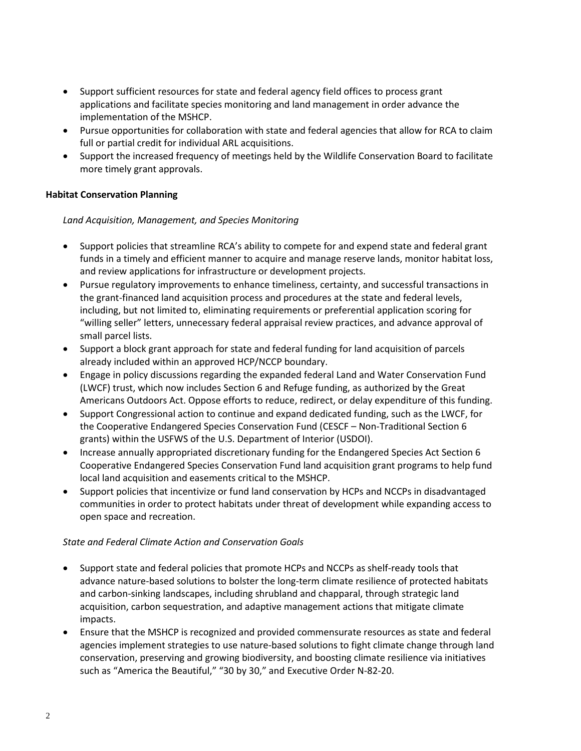- Support sufficient resources for state and federal agency field offices to process grant applications and facilitate species monitoring and land management in order advance the implementation of the MSHCP.
- Pursue opportunities for collaboration with state and federal agencies that allow for RCA to claim full or partial credit for individual ARL acquisitions.
- Support the increased frequency of meetings held by the Wildlife Conservation Board to facilitate more timely grant approvals.

**Habitat Conservation Planning**

*Land Acquisition, Management, and Species Monitoring*

- Support policies that streamline RCA's ability to compete for and expend state and federal grant funds in a timely and efficient manner to acquire and manage reserve lands, monitor habitat loss, and review applications for infrastructure or development projects.
- Pursue regulatory improvements to enhance timeliness, certainty, and successful transactions in the grant-financed land acquisition process and procedures at the state and federal levels, including, but not limited to, eliminating requirements or preferential application scoring for "willing seller" letters, unnecessary federal appraisal review practices, and advance approval of small parcel lists.
- Support a block grant approach for state and federal funding for land acquisition of parcels already included within an approved HCP/NCCP boundary.
- Engage in policy discussions regarding the expanded federal Land and Water Conservation Fund (LWCF) trust, which now includes Section 6 and Refuge funding, as authorized by the Great Americans Outdoors Act. Oppose efforts to reduce, redirect, or delay expenditure of this funding.
- Support Congressional action to continue and expand dedicated funding, such as the LWCF, for the Cooperative Endangered Species Conservation Fund (CESCF – Non-Traditional Section 6 grants) within the USFWS of the U.S. Department of Interior (USDOI).
- Increase annually appropriated discretionary funding for the Endangered Species Act Section 6 Cooperative Endangered Species Conservation Fund land acquisition grant programs to help fund local land acquisition and easements critical to the MSHCP.
- Support policies that incentivize or fund land conservation by HCPs and NCCPs in disadvantaged communities in order to protect habitats under threat of development while expanding access to open space and recreation.

*State and Federal Climate Action and Conservation Goals*

- Support state and federal policies that promote HCPs and NCCPs as shelf-ready tools that advance nature-based solutions to bolster the long-term climate resilience of protected habitats and carbon-sinking landscapes, including shrubland and chapparal, through strategic land acquisition, carbon sequestration, and adaptive management actions that mitigate climate impacts.
- Ensure that the MSHCP is recognized and provided commensurate resources as state and federal agencies implement strategies to use nature-based solutions to fight climate change through land conservation, preserving and growing biodiversity, and boosting climate resilience via initiatives such as "America the Beautiful," "30 by 30," and Executive Order N-82-20.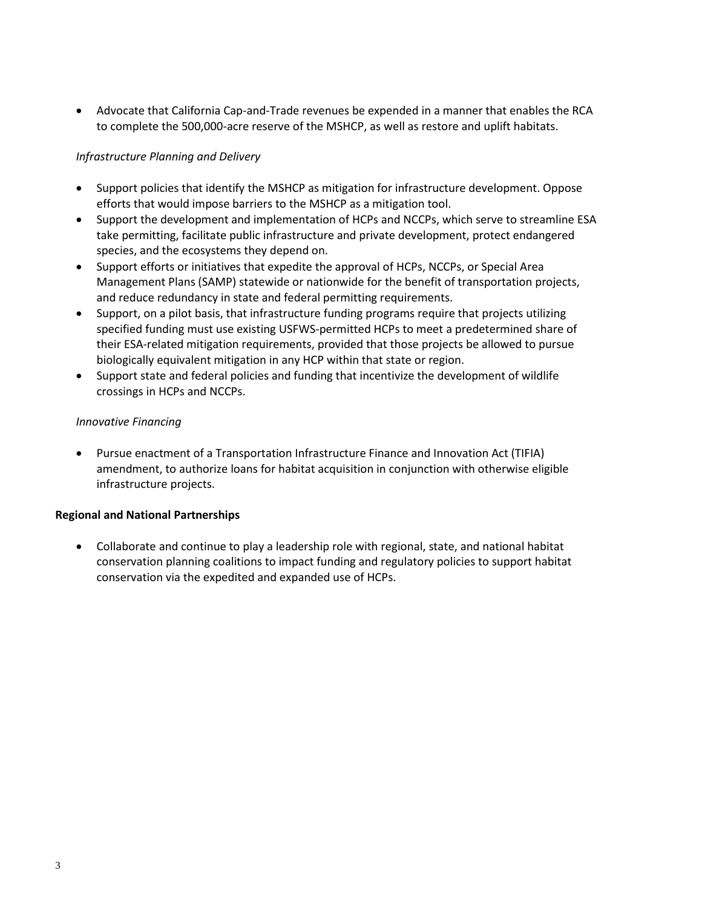- Advocate that California Cap-and-Trade revenues be expended in a manner that enables the RCA to complete the 500,000-acre reserve of the MSHCP, as well as restore and uplift habitats.

*Infrastructure Planning and Delivery*

- Support policies that identify the MSHCP as mitigation for infrastructure development. Oppose efforts that would impose barriers to the MSHCP as a mitigation tool.
- Support the development and implementation of HCPs and NCCPs, which serve to streamline ESA take permitting, facilitate public infrastructure and private development, protect endangered species, and the ecosystems they depend on.
- Support efforts or initiatives that expedite the approval of HCPs, NCCPs, or Special Area Management Plans (SAMP) statewide or nationwide for the benefit of transportation projects, and reduce redundancy in state and federal permitting requirements.
- Support, on a pilot basis, that infrastructure funding programs require that projects utilizing specified funding must use existing USFWS-permitted HCPs to meet a predetermined share of their ESA-related mitigation requirements, provided that those projects be allowed to pursue biologically equivalent mitigation in any HCP within that state or region.
- Support state and federal policies and funding that incentivize the development of wildlife crossings in HCPs and NCCPs.

*Innovative Financing*

- Pursue enactment of a Transportation Infrastructure Finance and Innovation Act (TIFIA) amendment, to authorize loans for habitat acquisition in conjunction with otherwise eligible infrastructure projects.

**Regional and National Partnerships**

- Collaborate and continue to play a leadership role with regional, state, and national habitat conservation planning coalitions to impact funding and regulatory policies to support habitat conservation via the expedited and expanded use of HCPs.